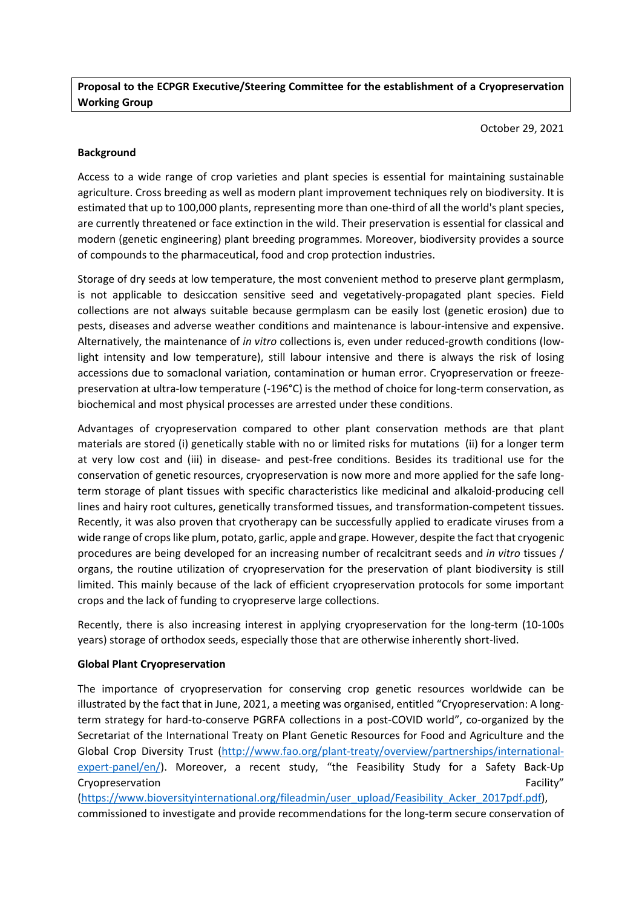**Proposal to the ECPGR Executive/Steering Committee for the establishment of a Cryopreservation Working Group**

October 29, 2021

**Background**

Access to a wide range of crop varieties and plant species is essential for maintaining sustainable agriculture. Cross breeding as well as modern plant improvement techniques rely on biodiversity. It is estimated that up to 100,000 plants, representing more than one-third of all the world's plant species, are currently threatened or face extinction in the wild. Their preservation is essential for classical and modern (genetic engineering) plant breeding programmes. Moreover, biodiversity provides a source of compounds to the pharmaceutical, food and crop protection industries.

Storage of dry seeds at low temperature, the most convenient method to preserve plant germplasm, is not applicable to desiccation sensitive seed and vegetatively-propagated plant species. Field collections are not always suitable because germplasm can be easily lost (genetic erosion) due to pests, diseases and adverse weather conditions and maintenance is labour-intensive and expensive. Alternatively, the maintenance of *in vitro* collections is, even under reduced-growth conditions (low-light intensity and low temperature), still labour intensive and there is always the risk of losing accessions due to somaclonal variation, contamination or human error. Cryopreservation or freeze-preservation at ultra-low temperature (-196°C) is the method of choice for long-term conservation, as biochemical and most physical processes are arrested under these conditions.

Advantages of cryopreservation compared to other plant conservation methods are that plant materials are stored (i) genetically stable with no or limited risks for mutations (ii) for a longer term at very low cost and (iii) in disease- and pest-free conditions. Besides its traditional use for the conservation of genetic resources, cryopreservation is now more and more applied for the safe long-term storage of plant tissues with specific characteristics like medicinal and alkaloid-producing cell lines and hairy root cultures, genetically transformed tissues, and transformation-competent tissues. Recently, it was also proven that cryotherapy can be successfully applied to eradicate viruses from a wide range of crops like plum, potato, garlic, apple and grape. However, despite the fact that cryogenic procedures are being developed for an increasing number of recalcitrant seeds and *in vitro* tissues / organs, the routine utilization of cryopreservation for the preservation of plant biodiversity is still limited. This mainly because of the lack of efficient cryopreservation protocols for some important crops and the lack of funding to cryopreserve large collections.

Recently, there is also increasing interest in applying cryopreservation for the long-term (10-100s years) storage of orthodox seeds, especially those that are otherwise inherently short-lived.

**Global Plant Cryopreservation**

The importance of cryopreservation for conserving crop genetic resources worldwide can be illustrated by the fact that in June, 2021, a meeting was organised, entitled "Cryopreservation: A long-term strategy for hard-to-conserve PGRFA collections in a post-COVID world", co-organized by the Secretariat of the International Treaty on Plant Genetic Resources for Food and Agriculture and the Global Crop Diversity Trust (http://www.fao.org/plant-treaty/overview/partnerships/international-expert-panel/en/). Moreover, a recent study, "the Feasibility Study for a Safety Back-Up Cryopreservation Facility" (https://www.bioversityinternational.org/fileadmin/user_upload/Feasibility_Acker_2017pdf.pdf), commissioned to investigate and provide recommendations for the long-term secure conservation of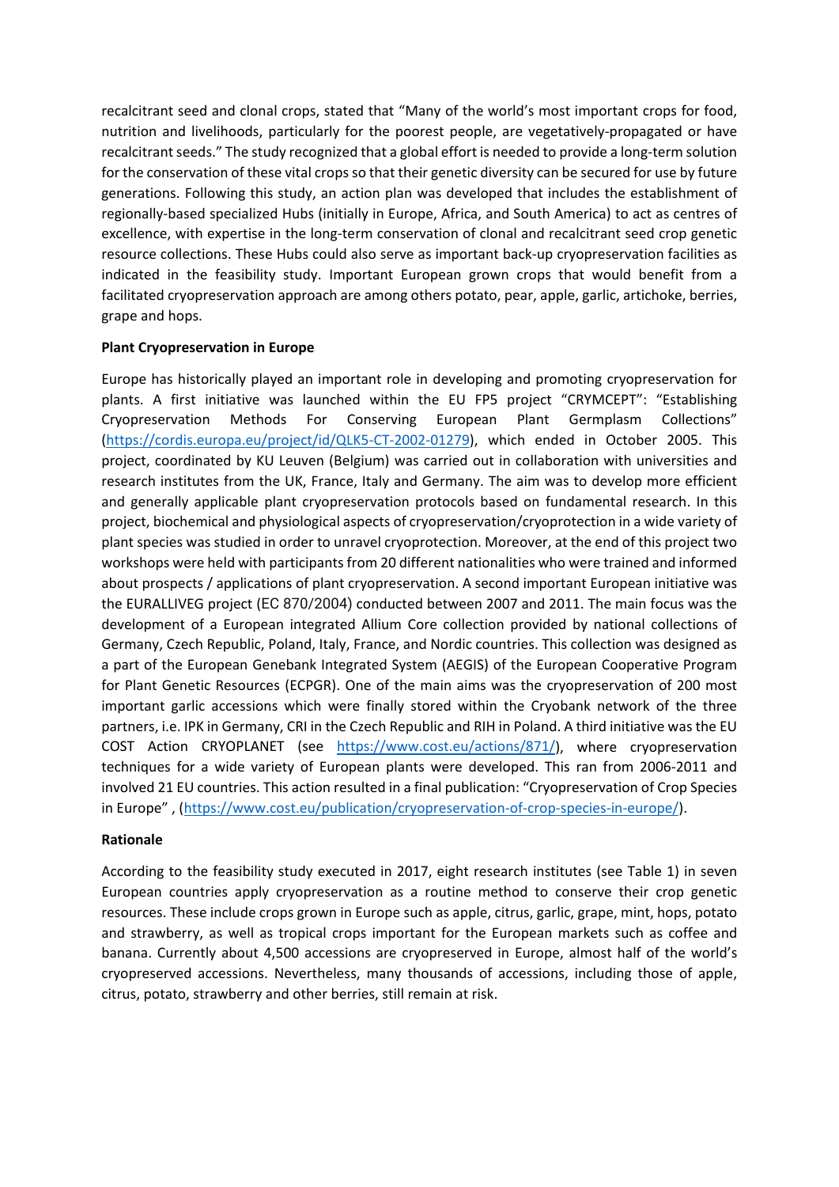recalcitrant seed and clonal crops, stated that “Many of the world’s most important crops for food, nutrition and livelihoods, particularly for the poorest people, are vegetatively-propagated or have recalcitrant seeds.” The study recognized that a global effort is needed to provide a long-term solution for the conservation of these vital crops so that their genetic diversity can be secured for use by future generations. Following this study, an action plan was developed that includes the establishment of regionally-based specialized Hubs (initially in Europe, Africa, and South America) to act as centres of excellence, with expertise in the long-term conservation of clonal and recalcitrant seed crop genetic resource collections. These Hubs could also serve as important back-up cryopreservation facilities as indicated in the feasibility study. Important European grown crops that would benefit from a facilitated cryopreservation approach are among others potato, pear, apple, garlic, artichoke, berries, grape and hops.

**Plant Cryopreservation in Europe**

Europe has historically played an important role in developing and promoting cryopreservation for plants. A first initiative was launched within the EU FP5 project “CRYMCEPT”: “Establishing Cryopreservation Methods For Conserving European Plant Germplasm Collections” (https://cordis.europa.eu/project/id/QLK5-CT-2002-01279), which ended in October 2005. This project, coordinated by KU Leuven (Belgium) was carried out in collaboration with universities and research institutes from the UK, France, Italy and Germany. The aim was to develop more efficient and generally applicable plant cryopreservation protocols based on fundamental research. In this project, biochemical and physiological aspects of cryopreservation/cryoprotection in a wide variety of plant species was studied in order to unravel cryoprotection. Moreover, at the end of this project two workshops were held with participants from 20 different nationalities who were trained and informed about prospects / applications of plant cryopreservation. A second important European initiative was the EURALLIVEG project (EC 870/2004) conducted between 2007 and 2011. The main focus was the development of a European integrated Allium Core collection provided by national collections of Germany, Czech Republic, Poland, Italy, France, and Nordic countries. This collection was designed as a part of the European Genebank Integrated System (AEGIS) of the European Cooperative Program for Plant Genetic Resources (ECPGR). One of the main aims was the cryopreservation of 200 most important garlic accessions which were finally stored within the Cryobank network of the three partners, i.e. IPK in Germany, CRI in the Czech Republic and RIH in Poland. A third initiative was the EU COST Action CRYOPLANET (see https://www.cost.eu/actions/871/), where cryopreservation techniques for a wide variety of European plants were developed. This ran from 2006-2011 and involved 21 EU countries. This action resulted in a final publication: “Cryopreservation of Crop Species in Europe” , (https://www.cost.eu/publication/cryopreservation-of-crop-species-in-europe/).

**Rationale**

According to the feasibility study executed in 2017, eight research institutes (see Table 1) in seven European countries apply cryopreservation as a routine method to conserve their crop genetic resources. These include crops grown in Europe such as apple, citrus, garlic, grape, mint, hops, potato and strawberry, as well as tropical crops important for the European markets such as coffee and banana. Currently about 4,500 accessions are cryopreserved in Europe, almost half of the world’s cryopreserved accessions. Nevertheless, many thousands of accessions, including those of apple, citrus, potato, strawberry and other berries, still remain at risk.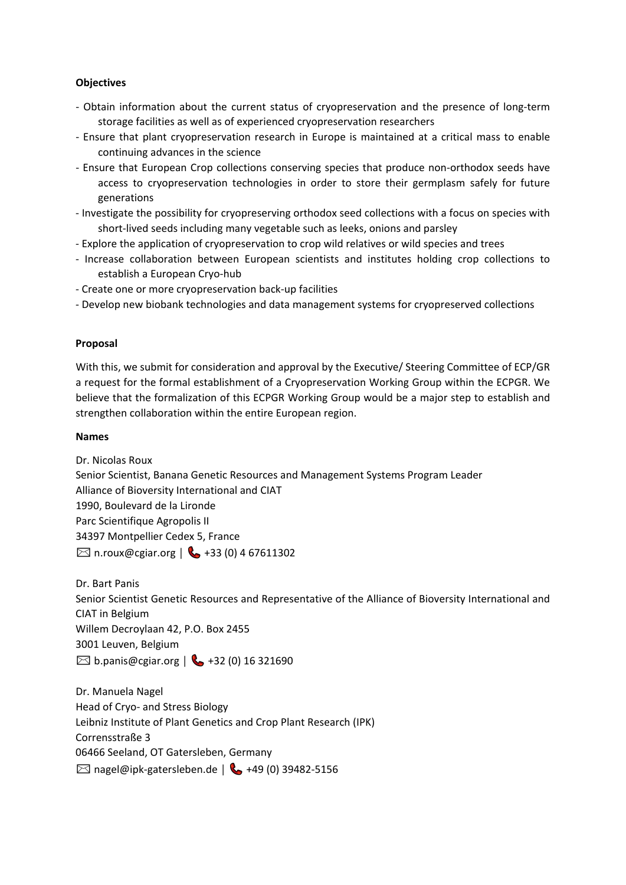**Objectives**

- Obtain information about the current status of cryopreservation and the presence of long-term storage facilities as well as of experienced cryopreservation researchers
- Ensure that plant cryopreservation research in Europe is maintained at a critical mass to enable continuing advances in the science
- Ensure that European Crop collections conserving species that produce non-orthodox seeds have access to cryopreservation technologies in order to store their germplasm safely for future generations
- Investigate the possibility for cryopreserving orthodox seed collections with a focus on species with short-lived seeds including many vegetable such as leeks, onions and parsley
- Explore the application of cryopreservation to crop wild relatives or wild species and trees
- Increase collaboration between European scientists and institutes holding crop collections to establish a European Cryo-hub
- Create one or more cryopreservation back-up facilities
- Develop new biobank technologies and data management systems for cryopreserved collections

**Proposal**

With this, we submit for consideration and approval by the Executive/ Steering Committee of ECP/GR a request for the formal establishment of a Cryopreservation Working Group within the ECPGR. We believe that the formalization of this ECPGR Working Group would be a major step to establish and strengthen collaboration within the entire European region.

**Names**

Dr. Nicolas Roux
Senior Scientist, Banana Genetic Resources and Management Systems Program Leader
Alliance of Bioversity International and CIAT
1990, Boulevard de la Lironde
Parc Scientifique Agropolis II
34397 Montpellier Cedex 5, France
✉ n.roux@cgiar.org | ☎ +33 (0) 4 67611302

Dr. Bart Panis
Senior Scientist Genetic Resources and Representative of the Alliance of Bioversity International and CIAT in Belgium
Willem Decroylaan 42, P.O. Box 2455
3001 Leuven, Belgium
✉ b.panis@cgiar.org | ☎ +32 (0) 16 321690

Dr. Manuela Nagel
Head of Cryo- and Stress Biology
Leibniz Institute of Plant Genetics and Crop Plant Research (IPK)
Corrensstraße 3
06466 Seeland, OT Gatersleben, Germany
✉ nagel@ipk-gatersleben.de | ☎ +49 (0) 39482-5156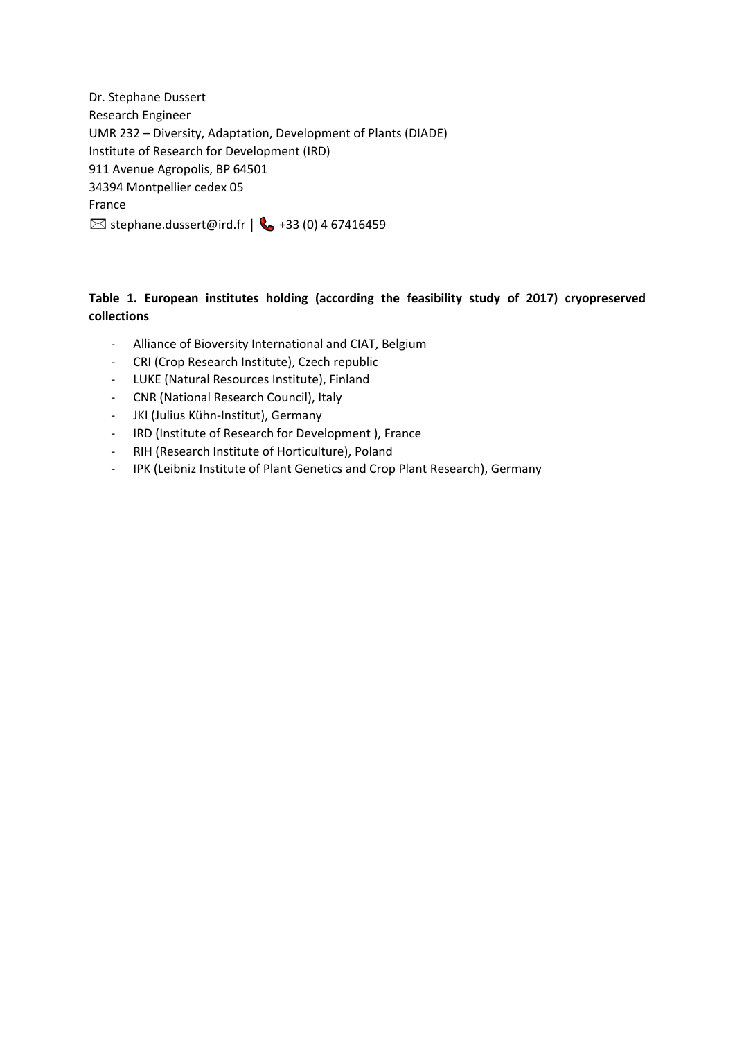Dr. Stephane Dussert
Research Engineer
UMR 232 – Diversity, Adaptation, Development of Plants (DIADE)
Institute of Research for Development (IRD)
911 Avenue Agropolis, BP 64501
34394 Montpellier cedex 05
France
✉ stephane.dussert@ird.fr | ☎ +33 (0) 4 67416459

**Table 1. European institutes holding (according the feasibility study of 2017) cryopreserved collections**

- Alliance of Bioversity International and CIAT, Belgium
- CRI (Crop Research Institute), Czech republic
- LUKE (Natural Resources Institute), Finland
- CNR (National Research Council), Italy
- JKI (Julius Kühn-Institut), Germany
- IRD (Institute of Research for Development ), France
- RIH (Research Institute of Horticulture), Poland
- IPK (Leibniz Institute of Plant Genetics and Crop Plant Research), Germany